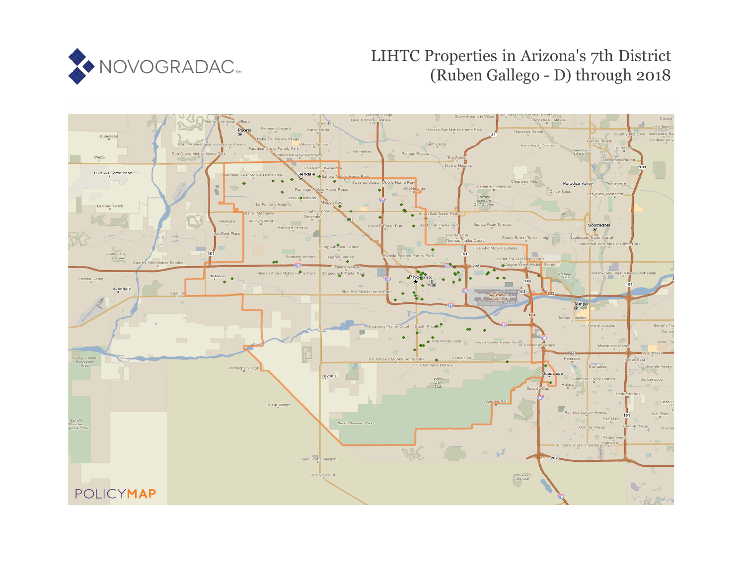# LIHTC Properties in Arizona's 7th District (Ruben Gallego - D) through 2018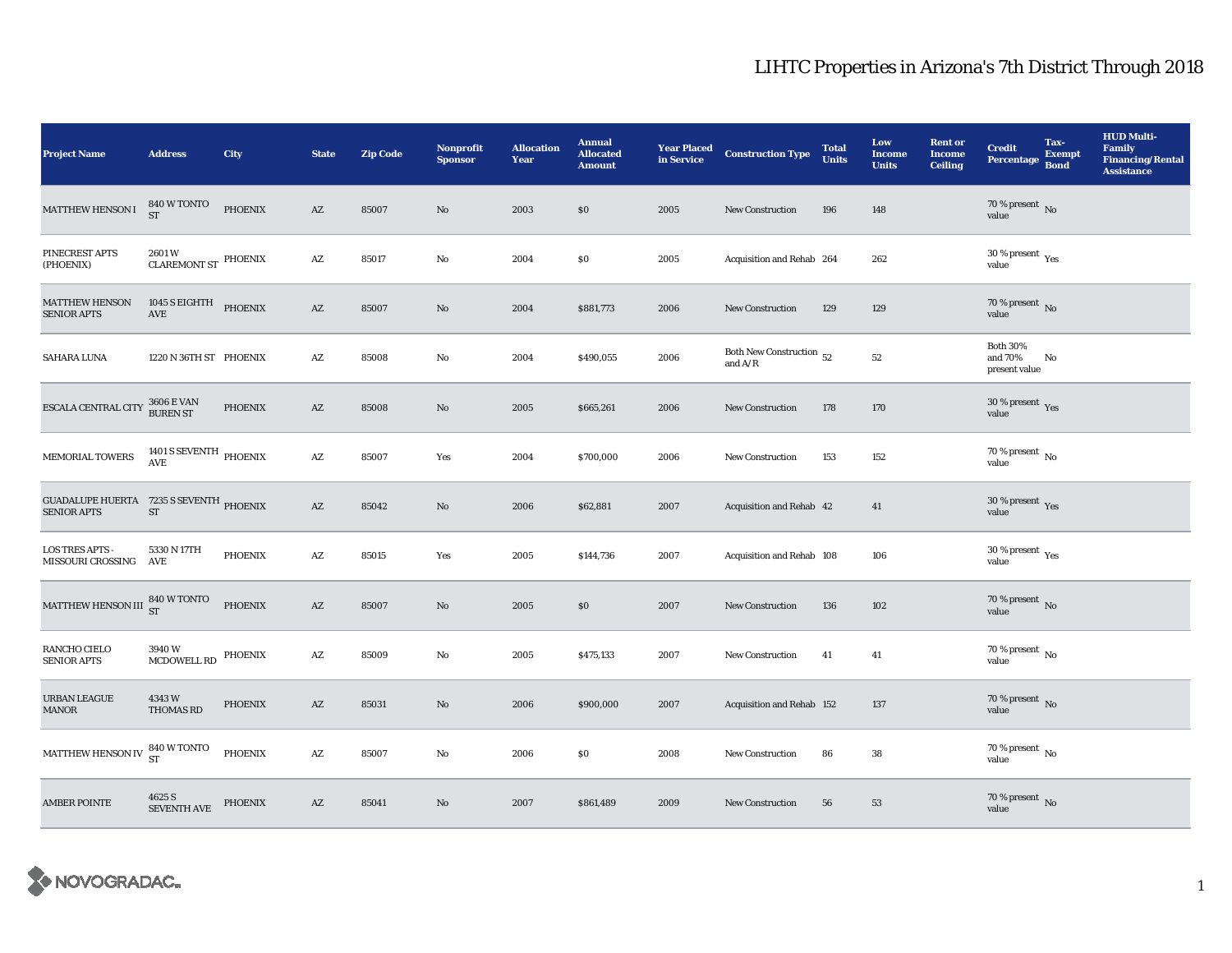# LIHTC Properties in Arizona's 7th District Through 2018

| Project Name | Address | City | State | Zip Code | Nonprofit Sponsor | Allocation Year | Annual Allocated Amount | Year Placed in Service | Construction Type | Total Units | Low Income Units | Rent or Income Ceiling | Credit Percentage | Tax-Exempt Bond | HUD Multi-Family Financing/Rental Assistance |
|---|---|---|---|---|---|---|---|---|---|---|---|---|---|---|---|
| MATTHEW HENSON I | 840 W TONTO ST | PHOENIX | AZ | 85007 | No | 2003 | $0 | 2005 | New Construction | 196 | 148 | | 70 % present value | No | |
| PINECREST APTS (PHOENIX) | 2601 W CLAREMONT ST | PHOENIX | AZ | 85017 | No | 2004 | $0 | 2005 | Acquisition and Rehab | 264 | 262 | | 30 % present value | Yes | |
| MATTHEW HENSON SENIOR APTS | 1045 S EIGHTH AVE | PHOENIX | AZ | 85007 | No | 2004 | $881,773 | 2006 | New Construction | 129 | 129 | | 70 % present value | No | |
| SAHARA LUNA | 1220 N 36TH ST | PHOENIX | AZ | 85008 | No | 2004 | $490,055 | 2006 | Both New Construction and A/R | 52 | 52 | | Both 30% and 70% present value | No | |
| ESCALA CENTRAL CITY | 3606 E VAN BUREN ST | PHOENIX | AZ | 85008 | No | 2005 | $665,261 | 2006 | New Construction | 178 | 170 | | 30 % present value | Yes | |
| MEMORIAL TOWERS | 1401 S SEVENTH AVE | PHOENIX | AZ | 85007 | Yes | 2004 | $700,000 | 2006 | New Construction | 153 | 152 | | 70 % present value | No | |
| GUADALUPE HUERTA SENIOR APTS | 7235 S SEVENTH ST | PHOENIX | AZ | 85042 | No | 2006 | $62,881 | 2007 | Acquisition and Rehab | 42 | 41 | | 30 % present value | Yes | |
| LOS TRES APTS - MISSOURI CROSSING | 5330 N 17TH AVE | PHOENIX | AZ | 85015 | Yes | 2005 | $144,736 | 2007 | Acquisition and Rehab | 108 | 106 | | 30 % present value | Yes | |
| MATTHEW HENSON III | 840 W TONTO ST | PHOENIX | AZ | 85007 | No | 2005 | $0 | 2007 | New Construction | 136 | 102 | | 70 % present value | No | |
| RANCHO CIELO SENIOR APTS | 3940 W MCDOWELL RD | PHOENIX | AZ | 85009 | No | 2005 | $475,133 | 2007 | New Construction | 41 | 41 | | 70 % present value | No | |
| URBAN LEAGUE MANOR | 4343 W THOMAS RD | PHOENIX | AZ | 85031 | No | 2006 | $900,000 | 2007 | Acquisition and Rehab | 152 | 137 | | 70 % present value | No | |
| MATTHEW HENSON IV | 840 W TONTO ST | PHOENIX | AZ | 85007 | No | 2006 | $0 | 2008 | New Construction | 86 | 38 | | 70 % present value | No | |
| AMBER POINTE | 4625 S SEVENTH AVE | PHOENIX | AZ | 85041 | No | 2007 | $861,489 | 2009 | New Construction | 56 | 53 | | 70 % present value | No | |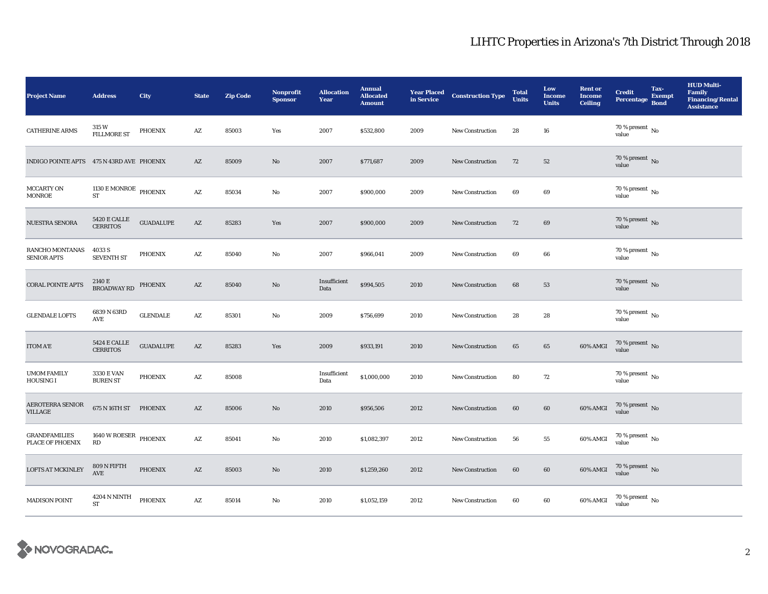# LIHTC Properties in Arizona's 7th District Through 2018

| Project Name | Address | City | State | Zip Code | Nonprofit Sponsor | Allocation Year | Annual Allocated Amount | Year Placed in Service | Construction Type | Total Units | Low Income Units | Rent or Income Ceiling | Credit Percentage | Tax-Exempt Bond | HUD Multi-Family Financing/Rental Assistance |
|---|---|---|---|---|---|---|---|---|---|---|---|---|---|---|---|
| CATHERINE ARMS | 315 W FILLMORE ST | PHOENIX | AZ | 85003 | Yes | 2007 | $532,800 | 2009 | New Construction | 28 | 16 | | 70 % present value | No | |
| INDIGO POINTE APTS | 475 N 43RD AVE | PHOENIX | AZ | 85009 | No | 2007 | $771,687 | 2009 | New Construction | 72 | 52 | | 70 % present value | No | |
| MCCARTY ON MONROE | 1130 E MONROE ST | PHOENIX | AZ | 85034 | No | 2007 | $900,000 | 2009 | New Construction | 69 | 69 | | 70 % present value | No | |
| NUESTRA SENORA | 5420 E CALLE CERRITOS | GUADALUPE | AZ | 85283 | Yes | 2007 | $900,000 | 2009 | New Construction | 72 | 69 | | 70 % present value | No | |
| RANCHO MONTANAS SENIOR APTS | 4033 S SEVENTH ST | PHOENIX | AZ | 85040 | No | 2007 | $966,041 | 2009 | New Construction | 69 | 66 | | 70 % present value | No | |
| CORAL POINTE APTS | 2140 E BROADWAY RD | PHOENIX | AZ | 85040 | No | Insufficient Data | $994,505 | 2010 | New Construction | 68 | 53 | | 70 % present value | No | |
| GLENDALE LOFTS | 6839 N 63RD AVE | GLENDALE | AZ | 85301 | No | 2009 | $756,699 | 2010 | New Construction | 28 | 28 | | 70 % present value | No | |
| ITOM A'E | 5424 E CALLE CERRITOS | GUADALUPE | AZ | 85283 | Yes | 2009 | $933,191 | 2010 | New Construction | 65 | 65 | 60% AMGI | 70 % present value | No | |
| UMOM FAMILY HOUSING I | 3330 E VAN BUREN ST | PHOENIX | AZ | 85008 | | Insufficient Data | $1,000,000 | 2010 | New Construction | 80 | 72 | | 70 % present value | No | |
| AEROTERRA SENIOR VILLAGE | 675 N 16TH ST | PHOENIX | AZ | 85006 | No | 2010 | $956,506 | 2012 | New Construction | 60 | 60 | 60% AMGI | 70 % present value | No | |
| GRANDFAMILIES PLACE OF PHOENIX | 1640 W ROESER RD | PHOENIX | AZ | 85041 | No | 2010 | $1,082,397 | 2012 | New Construction | 56 | 55 | 60% AMGI | 70 % present value | No | |
| LOFTS AT MCKINLEY | 809 N FIFTH AVE | PHOENIX | AZ | 85003 | No | 2010 | $1,259,260 | 2012 | New Construction | 60 | 60 | 60% AMGI | 70 % present value | No | |
| MADISON POINT | 4204 N NINTH ST | PHOENIX | AZ | 85014 | No | 2010 | $1,052,159 | 2012 | New Construction | 60 | 60 | 60% AMGI | 70 % present value | No | |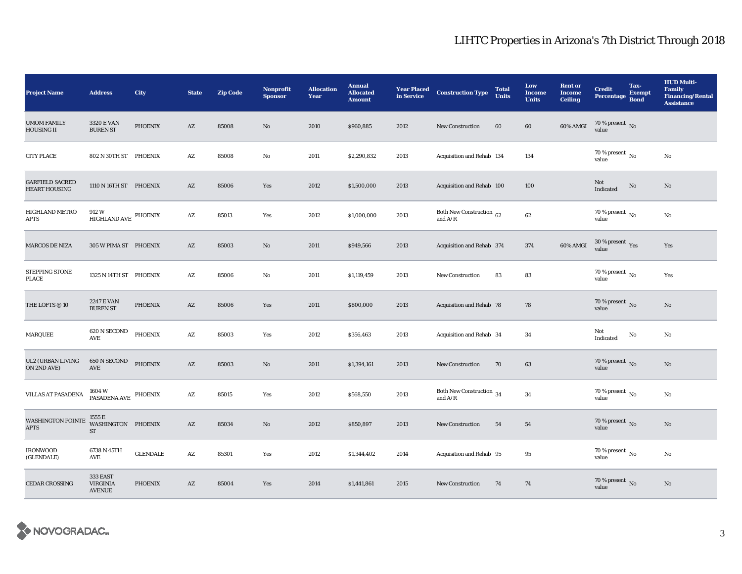# LIHTC Properties in Arizona's 7th District Through 2018

| Project Name | Address | City | State | Zip Code | Nonprofit Sponsor | Allocation Year | Annual Allocated Amount | Year Placed in Service | Construction Type | Total Units | Low Income Units | Rent or Income Ceiling | Credit Percentage | Tax-Exempt Bond | HUD Multi-Family Financing/Rental Assistance |
|---|---|---|---|---|---|---|---|---|---|---|---|---|---|---|---|
| UMOM FAMILY HOUSING II | 3320 E VAN BUREN ST | PHOENIX | AZ | 85008 | No | 2010 | $960,885 | 2012 | New Construction | 60 | 60 | 60% AMGI | 70 % present value | No | |
| CITY PLACE | 802 N 30TH ST | PHOENIX | AZ | 85008 | No | 2011 | $2,290,832 | 2013 | Acquisition and Rehab | 134 | 134 | | 70 % present value | No | No |
| GARFIELD SACRED HEART HOUSING | 1110 N 16TH ST | PHOENIX | AZ | 85006 | Yes | 2012 | $1,500,000 | 2013 | Acquisition and Rehab | 100 | 100 | | Not Indicated | No | No |
| HIGHLAND METRO APTS | 912 W HIGHLAND AVE | PHOENIX | AZ | 85013 | Yes | 2012 | $1,000,000 | 2013 | Both New Construction and A/R | 62 | 62 | | 70 % present value | No | No |
| MARCOS DE NIZA | 305 W PIMA ST | PHOENIX | AZ | 85003 | No | 2011 | $949,566 | 2013 | Acquisition and Rehab | 374 | 374 | 60% AMGI | 30 % present value | Yes | Yes |
| STEPPING STONE PLACE | 1325 N 14TH ST | PHOENIX | AZ | 85006 | No | 2011 | $1,119,459 | 2013 | New Construction | 83 | 83 | | 70 % present value | No | Yes |
| THE LOFTS @ 10 | 2247 E VAN BUREN ST | PHOENIX | AZ | 85006 | Yes | 2011 | $800,000 | 2013 | Acquisition and Rehab | 78 | 78 | | 70 % present value | No | No |
| MARQUEE | 620 N SECOND AVE | PHOENIX | AZ | 85003 | Yes | 2012 | $356,463 | 2013 | Acquisition and Rehab | 34 | 34 | | Not Indicated | No | No |
| UL2 (URBAN LIVING ON 2ND AVE) | 650 N SECOND AVE | PHOENIX | AZ | 85003 | No | 2011 | $1,394,161 | 2013 | New Construction | 70 | 63 | | 70 % present value | No | No |
| VILLAS AT PASADENA | 1604 W PASADENA AVE | PHOENIX | AZ | 85015 | Yes | 2012 | $568,550 | 2013 | Both New Construction and A/R | 34 | 34 | | 70 % present value | No | No |
| WASHINGTON POINTE APTS | 1555 E WASHINGTON ST | PHOENIX | AZ | 85034 | No | 2012 | $850,897 | 2013 | New Construction | 54 | 54 | | 70 % present value | No | No |
| IRONWOOD (GLENDALE) | 6738 N 45TH AVE | GLENDALE | AZ | 85301 | Yes | 2012 | $1,344,402 | 2014 | Acquisition and Rehab | 95 | 95 | | 70 % present value | No | No |
| CEDAR CROSSING | 333 EAST VIRGINIA AVENUE | PHOENIX | AZ | 85004 | Yes | 2014 | $1,441,861 | 2015 | New Construction | 74 | 74 | | 70 % present value | No | No |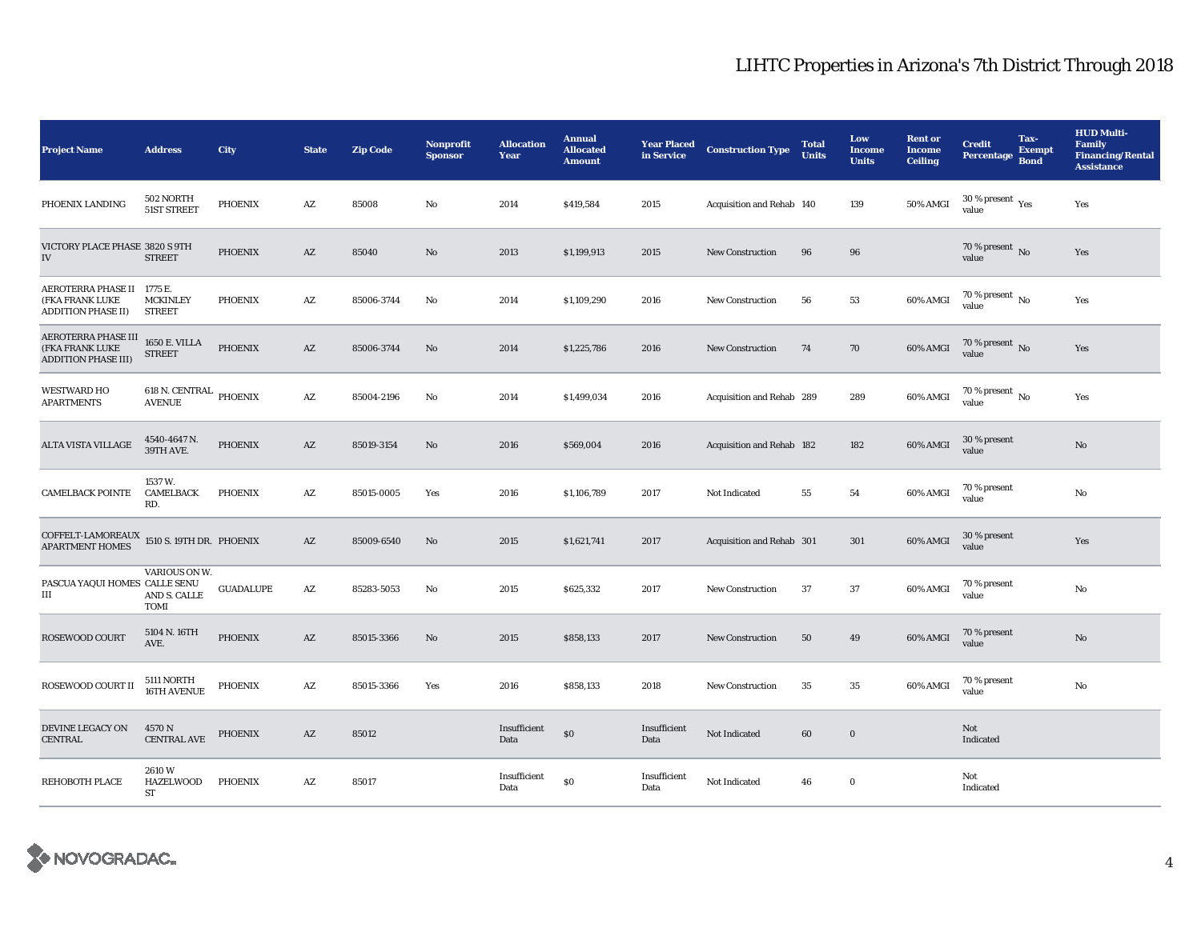# LIHTC Properties in Arizona's 7th District Through 2018

| Project Name | Address | City | State | Zip Code | Nonprofit Sponsor | Allocation Year | Annual Allocated Amount | Year Placed in Service | Construction Type | Total Units | Low Income Units | Rent or Income Ceiling | Credit Percentage | Tax-Exempt Bond | HUD Multi-Family Financing/Rental Assistance |
|---|---|---|---|---|---|---|---|---|---|---|---|---|---|---|---|
| PHOENIX LANDING | 502 NORTH 51ST STREET | PHOENIX | AZ | 85008 | No | 2014 | $419,584 | 2015 | Acquisition and Rehab | 140 | 139 | 50% AMGI | 30 % present value | Yes | Yes |
| VICTORY PLACE PHASE IV | 3820 S 9TH STREET | PHOENIX | AZ | 85040 | No | 2013 | $1,199,913 | 2015 | New Construction | 96 | 96 | | 70 % present value | No | Yes |
| AEROTERRA PHASE II (FKA FRANK LUKE ADDITION PHASE II) | 1775 E. MCKINLEY STREET | PHOENIX | AZ | 85006-3744 | No | 2014 | $1,109,290 | 2016 | New Construction | 56 | 53 | 60% AMGI | 70 % present value | No | Yes |
| AEROTERRA PHASE III (FKA FRANK LUKE ADDITION PHASE III) | 1650 E. VILLA STREET | PHOENIX | AZ | 85006-3744 | No | 2014 | $1,225,786 | 2016 | New Construction | 74 | 70 | 60% AMGI | 70 % present value | No | Yes |
| WESTWARD HO APARTMENTS | 618 N. CENTRAL AVENUE | PHOENIX | AZ | 85004-2196 | No | 2014 | $1,499,034 | 2016 | Acquisition and Rehab | 289 | 289 | 60% AMGI | 70 % present value | No | Yes |
| ALTA VISTA VILLAGE | 4540-4647 N. 39TH AVE. | PHOENIX | AZ | 85019-3154 | No | 2016 | $569,004 | 2016 | Acquisition and Rehab | 182 | 182 | 60% AMGI | 30 % present value | | No |
| CAMELBACK POINTE | 1537 W. CAMELBACK RD. | PHOENIX | AZ | 85015-0005 | Yes | 2016 | $1,106,789 | 2017 | Not Indicated | 55 | 54 | 60% AMGI | 70 % present value | | No |
| COFFELT-LAMOREAUX APARTMENT HOMES | 1510 S. 19TH DR. | PHOENIX | AZ | 85009-6540 | No | 2015 | $1,621,741 | 2017 | Acquisition and Rehab | 301 | 301 | 60% AMGI | 30 % present value | | Yes |
| PASCUA YAQUI HOMES III | VARIOUS ON W. CALLE SENU AND S. CALLE TOMI | GUADALUPE | AZ | 85283-5053 | No | 2015 | $625,332 | 2017 | New Construction | 37 | 37 | 60% AMGI | 70 % present value | | No |
| ROSEWOOD COURT | 5104 N. 16TH AVE. | PHOENIX | AZ | 85015-3366 | No | 2015 | $858,133 | 2017 | New Construction | 50 | 49 | 60% AMGI | 70 % present value | | No |
| ROSEWOOD COURT II | 5111 NORTH 16TH AVENUE | PHOENIX | AZ | 85015-3366 | Yes | 2016 | $858,133 | 2018 | New Construction | 35 | 35 | 60% AMGI | 70 % present value | | No |
| DEVINE LEGACY ON CENTRAL | 4570 N CENTRAL AVE | PHOENIX | AZ | 85012 | | Insufficient Data | $0 | Insufficient Data | Not Indicated | 60 | 0 | | Not Indicated | | |
| REHOBOTH PLACE | 2610 W HAZELWOOD ST | PHOENIX | AZ | 85017 | | Insufficient Data | $0 | Insufficient Data | Not Indicated | 46 | 0 | | Not Indicated | | |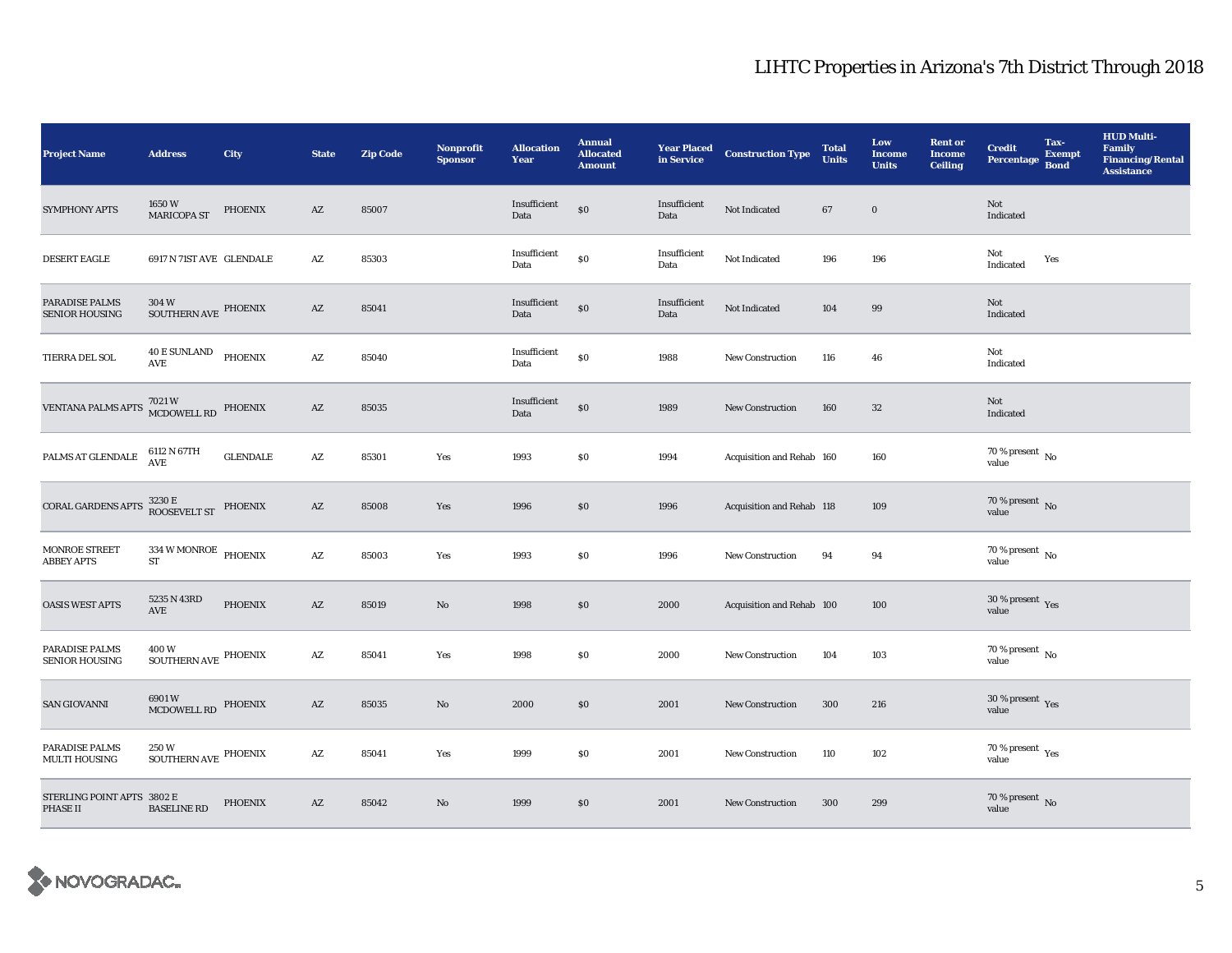# LIHTC Properties in Arizona's 7th District Through 2018

| Project Name | Address | City | State | Zip Code | Nonprofit Sponsor | Allocation Year | Annual Allocated Amount | Year Placed in Service | Construction Type | Total Units | Low Income Units | Rent or Income Ceiling | Credit Percentage | Tax-Exempt Bond | HUD Multi-Family Financing/Rental Assistance |
|---|---|---|---|---|---|---|---|---|---|---|---|---|---|---|---|
| SYMPHONY APTS | 1650 W MARICOPA ST | PHOENIX | AZ | 85007 | | Insufficient Data | $0 | Insufficient Data | Not Indicated | 67 | 0 | | Not Indicated | | |
| DESERT EAGLE | 6917 N 71ST AVE | GLENDALE | AZ | 85303 | | Insufficient Data | $0 | Insufficient Data | Not Indicated | 196 | 196 | | Not Indicated | Yes | |
| PARADISE PALMS SENIOR HOUSING | 304 W SOUTHERN AVE | PHOENIX | AZ | 85041 | | Insufficient Data | $0 | Insufficient Data | Not Indicated | 104 | 99 | | Not Indicated | | |
| TIERRA DEL SOL | 40 E SUNLAND AVE | PHOENIX | AZ | 85040 | | Insufficient Data | $0 | 1988 | New Construction | 116 | 46 | | Not Indicated | | |
| VENTANA PALMS APTS | 7021 W MCDOWELL RD | PHOENIX | AZ | 85035 | | Insufficient Data | $0 | 1989 | New Construction | 160 | 32 | | Not Indicated | | |
| PALMS AT GLENDALE | 6112 N 67TH AVE | GLENDALE | AZ | 85301 | Yes | 1993 | $0 | 1994 | Acquisition and Rehab | 160 | 160 | | 70 % present value | No | |
| CORAL GARDENS APTS | 3230 E ROOSEVELT ST | PHOENIX | AZ | 85008 | Yes | 1996 | $0 | 1996 | Acquisition and Rehab | 118 | 109 | | 70 % present value | No | |
| MONROE STREET ABBEY APTS | 334 W MONROE ST | PHOENIX | AZ | 85003 | Yes | 1993 | $0 | 1996 | New Construction | 94 | 94 | | 70 % present value | No | |
| OASIS WEST APTS | 5235 N 43RD AVE | PHOENIX | AZ | 85019 | No | 1998 | $0 | 2000 | Acquisition and Rehab | 100 | 100 | | 30 % present value | Yes | |
| PARADISE PALMS SENIOR HOUSING | 400 W SOUTHERN AVE | PHOENIX | AZ | 85041 | Yes | 1998 | $0 | 2000 | New Construction | 104 | 103 | | 70 % present value | No | |
| SAN GIOVANNI | 6901 W MCDOWELL RD | PHOENIX | AZ | 85035 | No | 2000 | $0 | 2001 | New Construction | 300 | 216 | | 30 % present value | Yes | |
| PARADISE PALMS MULTI HOUSING | 250 W SOUTHERN AVE | PHOENIX | AZ | 85041 | Yes | 1999 | $0 | 2001 | New Construction | 110 | 102 | | 70 % present value | Yes | |
| STERLING POINT APTS PHASE II | 3802 E BASELINE RD | PHOENIX | AZ | 85042 | No | 1999 | $0 | 2001 | New Construction | 300 | 299 | | 70 % present value | No | |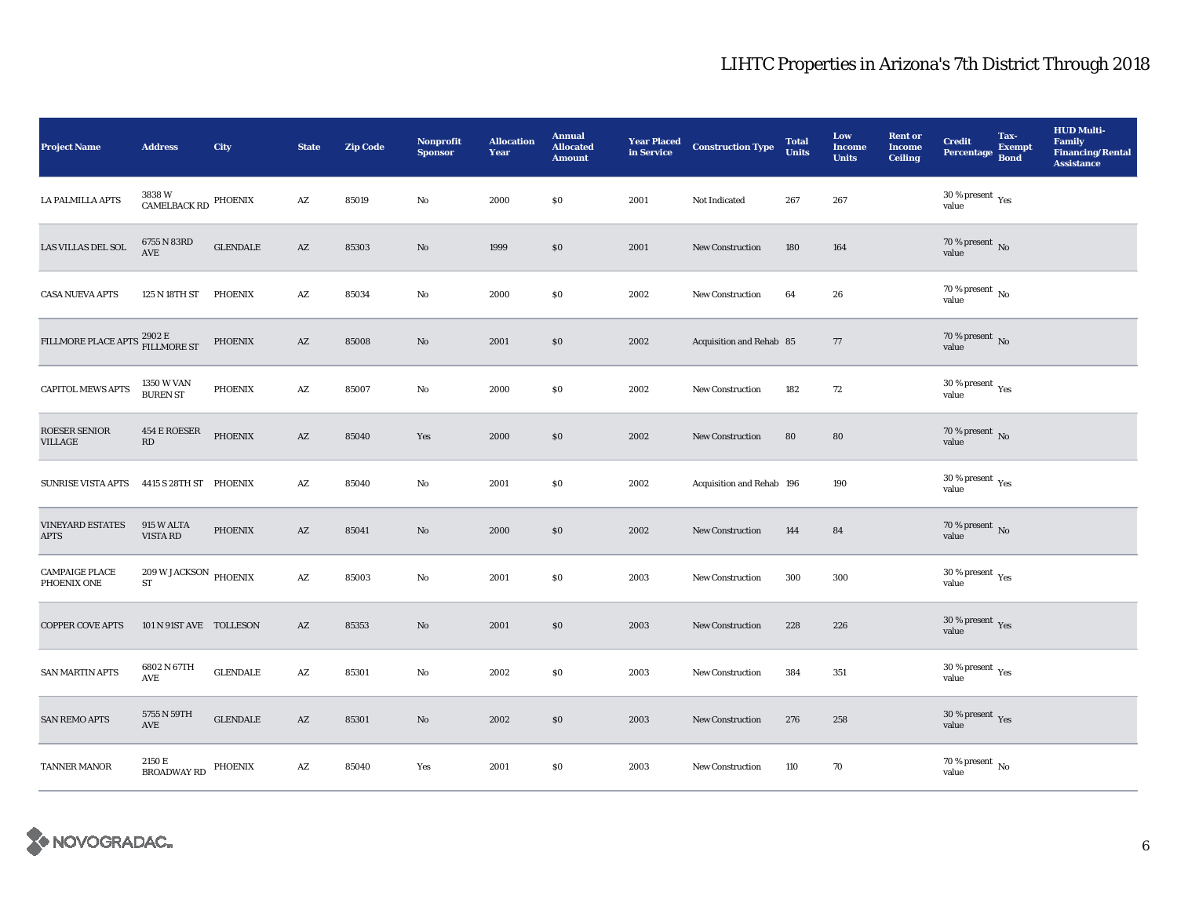# LIHTC Properties in Arizona's 7th District Through 2018

| Project Name | Address | City | State | Zip Code | Nonprofit Sponsor | Allocation Year | Annual Allocated Amount | Year Placed in Service | Construction Type | Total Units | Low Income Units | Rent or Income Ceiling | Credit Percentage | Tax-Exempt Bond | HUD Multi-Family Financing/Rental Assistance |
|---|---|---|---|---|---|---|---|---|---|---|---|---|---|---|---|
| LA PALMILLA APTS | 3838 W CAMELBACK RD | PHOENIX | AZ | 85019 | No | 2000 | $0 | 2001 | Not Indicated | 267 | 267 | | 30 % present value | Yes | |
| LAS VILLAS DEL SOL | 6755 N 83RD AVE | GLENDALE | AZ | 85303 | No | 1999 | $0 | 2001 | New Construction | 180 | 164 | | 70 % present value | No | |
| CASA NUEVA APTS | 125 N 18TH ST | PHOENIX | AZ | 85034 | No | 2000 | $0 | 2002 | New Construction | 64 | 26 | | 70 % present value | No | |
| FILLMORE PLACE APTS | 2902 E FILLMORE ST | PHOENIX | AZ | 85008 | No | 2001 | $0 | 2002 | Acquisition and Rehab | 85 | 77 | | 70 % present value | No | |
| CAPITOL MEWS APTS | 1350 W VAN BUREN ST | PHOENIX | AZ | 85007 | No | 2000 | $0 | 2002 | New Construction | 182 | 72 | | 30 % present value | Yes | |
| ROESER SENIOR VILLAGE | 454 E ROESER RD | PHOENIX | AZ | 85040 | Yes | 2000 | $0 | 2002 | New Construction | 80 | 80 | | 70 % present value | No | |
| SUNRISE VISTA APTS | 4415 S 28TH ST | PHOENIX | AZ | 85040 | No | 2001 | $0 | 2002 | Acquisition and Rehab | 196 | 190 | | 30 % present value | Yes | |
| VINEYARD ESTATES APTS | 915 W ALTA VISTA RD | PHOENIX | AZ | 85041 | No | 2000 | $0 | 2002 | New Construction | 144 | 84 | | 70 % present value | No | |
| CAMPAIGE PLACE PHOENIX ONE | 209 W JACKSON ST | PHOENIX | AZ | 85003 | No | 2001 | $0 | 2003 | New Construction | 300 | 300 | | 30 % present value | Yes | |
| COPPER COVE APTS | 101 N 91ST AVE | TOLLESON | AZ | 85353 | No | 2001 | $0 | 2003 | New Construction | 228 | 226 | | 30 % present value | Yes | |
| SAN MARTIN APTS | 6802 N 67TH AVE | GLENDALE | AZ | 85301 | No | 2002 | $0 | 2003 | New Construction | 384 | 351 | | 30 % present value | Yes | |
| SAN REMO APTS | 5755 N 59TH AVE | GLENDALE | AZ | 85301 | No | 2002 | $0 | 2003 | New Construction | 276 | 258 | | 30 % present value | Yes | |
| TANNER MANOR | 2150 E BROADWAY RD | PHOENIX | AZ | 85040 | Yes | 2001 | $0 | 2003 | New Construction | 110 | 70 | | 70 % present value | No | |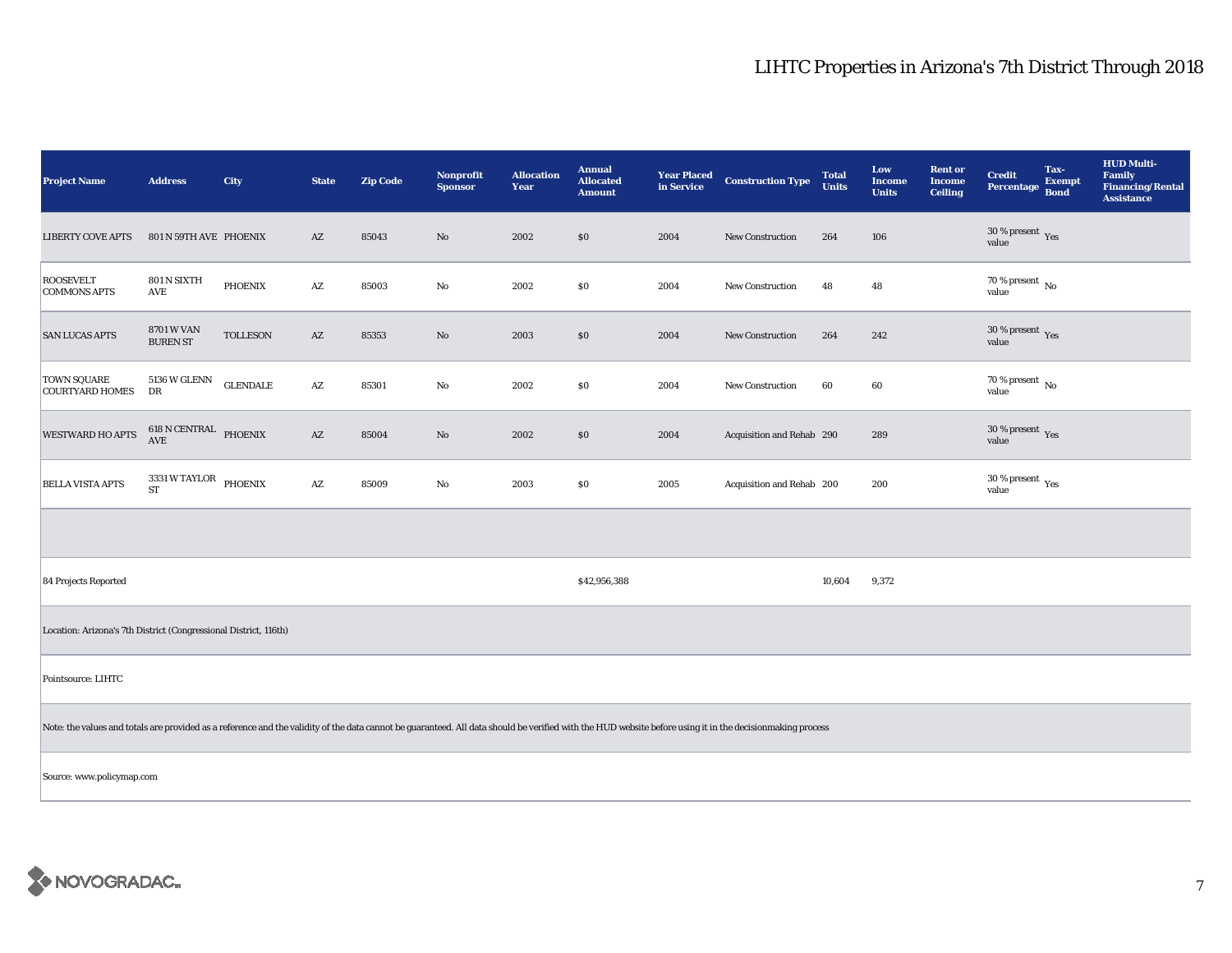# LIHTC Properties in Arizona's 7th District Through 2018

| Project Name | Address | City | State | Zip Code | Nonprofit Sponsor | Allocation Year | Annual Allocated Amount | Year Placed in Service | Construction Type | Total Units | Low Income Units | Rent or Income Ceiling | Credit Percentage | Tax-Exempt Bond | HUD Multi-Family Financing/Rental Assistance |
|---|---|---|---|---|---|---|---|---|---|---|---|---|---|---|---|
| LIBERTY COVE APTS | 801 N 59TH AVE | PHOENIX | AZ | 85043 | No | 2002 | $0 | 2004 | New Construction | 264 | 106 | | 30 % present value | Yes | |
| ROOSEVELT COMMONS APTS | 801 N SIXTH AVE | PHOENIX | AZ | 85003 | No | 2002 | $0 | 2004 | New Construction | 48 | 48 | | 70 % present value | No | |
| SAN LUCAS APTS | 8701 W VAN BUREN ST | TOLLESON | AZ | 85353 | No | 2003 | $0 | 2004 | New Construction | 264 | 242 | | 30 % present value | Yes | |
| TOWN SQUARE COURTYARD HOMES | 5136 W GLENN DR | GLENDALE | AZ | 85301 | No | 2002 | $0 | 2004 | New Construction | 60 | 60 | | 70 % present value | No | |
| WESTWARD HO APTS | 618 N CENTRAL AVE | PHOENIX | AZ | 85004 | No | 2002 | $0 | 2004 | Acquisition and Rehab | 290 | 289 | | 30 % present value | Yes | |
| BELLA VISTA APTS | 3331 W TAYLOR ST | PHOENIX | AZ | 85009 | No | 2003 | $0 | 2005 | Acquisition and Rehab | 200 | 200 | | 30 % present value | Yes | |
| | | | | | | | | | | | | | | | |
| 84 Projects Reported | | | | | | | $42,956,388 | | | 10,604 | 9,372 | | | | |

Location: Arizona's 7th District (Congressional District, 116th)

Pointsource: LIHTC

Note: the values and totals are provided as a reference and the validity of the data cannot be guaranteed. All data should be verified with the HUD website before using it in the decisionmaking process

Source: www.policymap.com